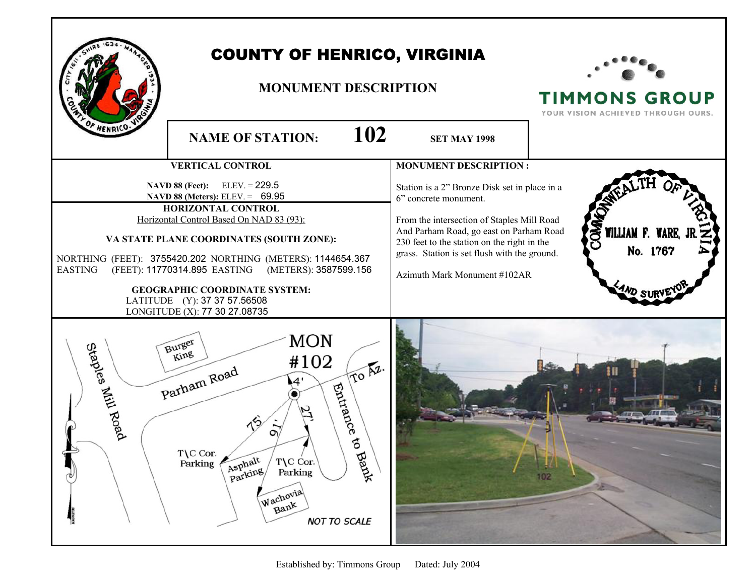# COUNTY OF HENRICO, VIRGINIA

## MONUMENT DESCRIPTION

TIMMONS GROUP
YOUR VISION ACHIEVED THROUGH OURS.

**NAME OF STATION: 102** **SET MAY 1998**

### VERTICAL CONTROL

**NAVD 88 (Feet):** ELEV. = 229.5
**NAVD 88 (Meters):** ELEV. = 69.95

### HORIZONTAL CONTROL

Horizontal Control Based On NAD 83 (93):

**VA STATE PLANE COORDINATES (SOUTH ZONE):**

NORTHING (FEET): 3755420.202 NORTHING (METERS): 1144654.367
EASTING (FEET): 11770314.895 EASTING (METERS): 3587599.156

**GEOGRAPHIC COORDINATE SYSTEM:**

LATITUDE (Y): 37 37 57.56508
LONGITUDE (X): 77 30 27.08735

### MONUMENT DESCRIPTION :

Station is a 2" Bronze Disk set in place in a 6" concrete monument.

From the intersection of Staples Mill Road And Parham Road, go east on Parham Road 230 feet to the station on the right in the grass. Station is set flush with the ground.

Azimuth Mark Monument #102AR

COMMONWEALTH OF VIRGINIA
WILLIAM F. WARE, JR.
No. 1767
LAND SURVEYOR

Staples Mill Road · Burger King · Parham Road · MON #102 · To Az. · 4' · 75' · 91' · 27' · Entrance to Bank · T\C Cor. Parking · Asphalt Parking · T\C Cor. Parking · Wachovia Bank · NOT TO SCALE

Established by: Timmons Group Dated: July 2004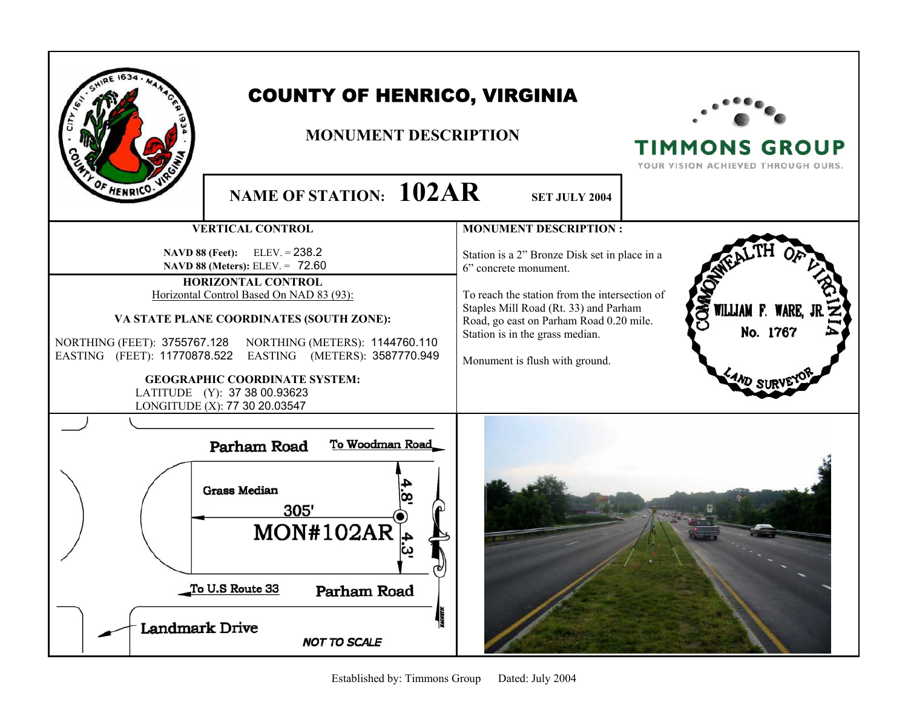# COUNTY OF HENRICO, VIRGINIA

## MONUMENT DESCRIPTION

TIMMONS GROUP
YOUR VISION ACHIEVED THROUGH OURS.

**NAME OF STATION: 102AR** **SET JULY 2004**

**VERTICAL CONTROL**

**NAVD 88 (Feet):** ELEV. = 238.2
**NAVD 88 (Meters):** ELEV. = 72.60

**HORIZONTAL CONTROL**

Horizontal Control Based On NAD 83 (93):

**VA STATE PLANE COORDINATES (SOUTH ZONE):**

NORTHING (FEET): 3755767.128 NORTHING (METERS): 1144760.110
EASTING (FEET): 11770878.522 EASTING (METERS): 3587770.949

**GEOGRAPHIC COORDINATE SYSTEM:**

LATITUDE (Y): 37 38 00.93623
LONGITUDE (X): 77 30 20.03547

**MONUMENT DESCRIPTION :**

Station is a 2" Bronze Disk set in place in a 6" concrete monument.

To reach the station from the intersection of Staples Mill Road (Rt. 33) and Parham Road, go east on Parham Road 0.20 mile. Station is in the grass median.

Monument is flush with ground.

COMMONWEALTH OF VIRGINIA
WILLIAM F. WARE, JR.
No. 1767
LAND SURVEYOR

Parham Road
To Woodman Road
Grass Median
305'
4.8'
MON#102AR
4.3'
To U.S Route 33
Parham Road
Landmark Drive
NOT TO SCALE

Established by: Timmons Group Dated: July 2004